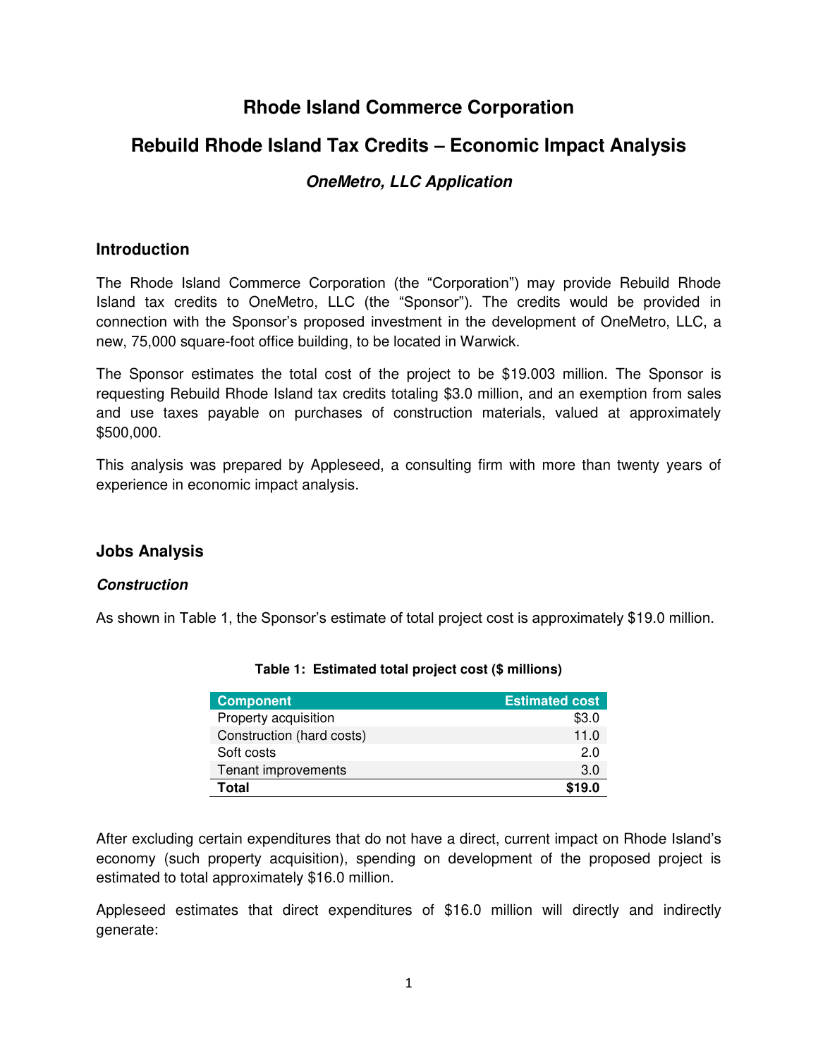# Rhode Island Commerce Corporation

## Rebuild Rhode Island Tax Credits – Economic Impact Analysis

### *OneMetro, LLC Application*

## Introduction

The Rhode Island Commerce Corporation (the "Corporation") may provide Rebuild Rhode Island tax credits to OneMetro, LLC (the "Sponsor"). The credits would be provided in connection with the Sponsor's proposed investment in the development of OneMetro, LLC, a new, 75,000 square-foot office building, to be located in Warwick.

The Sponsor estimates the total cost of the project to be $19.003 million. The Sponsor is requesting Rebuild Rhode Island tax credits totaling $3.0 million, and an exemption from sales and use taxes payable on purchases of construction materials, valued at approximately $500,000.

This analysis was prepared by Appleseed, a consulting firm with more than twenty years of experience in economic impact analysis.

## Jobs Analysis

### *Construction*

As shown in Table 1, the Sponsor's estimate of total project cost is approximately $19.0 million.

**Table 1: Estimated total project cost ($ millions)**

| Component | Estimated cost |
|---|---:|
| Property acquisition | $3.0 |
| Construction (hard costs) | 11.0 |
| Soft costs | 2.0 |
| Tenant improvements | 3.0 |
| **Total** | **$19.0** |

After excluding certain expenditures that do not have a direct, current impact on Rhode Island's economy (such property acquisition), spending on development of the proposed project is estimated to total approximately $16.0 million.

Appleseed estimates that direct expenditures of $16.0 million will directly and indirectly generate: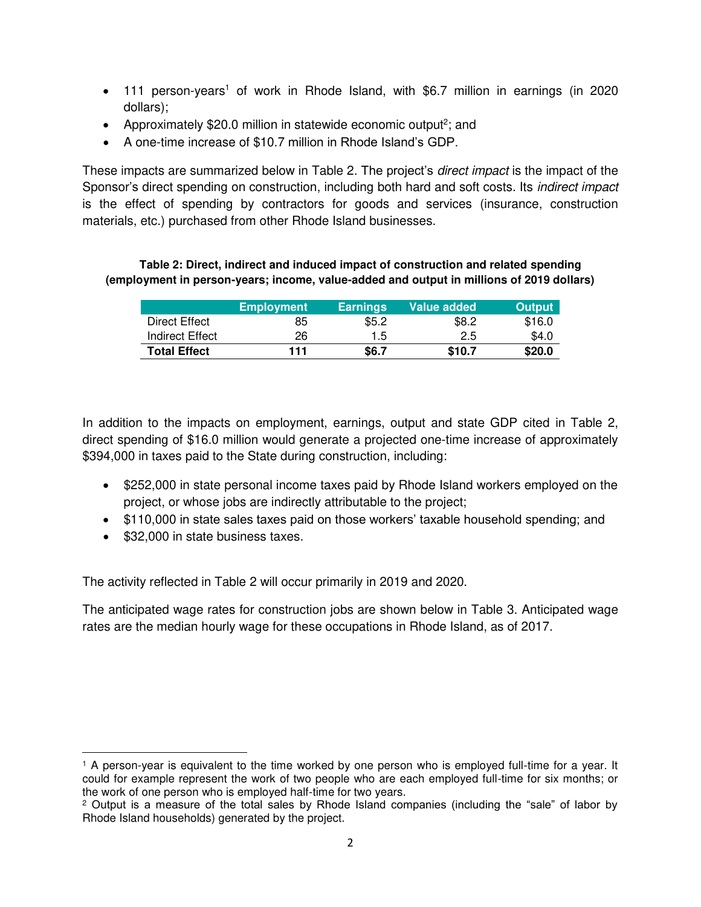- 111 person-years[1] of work in Rhode Island, with $6.7 million in earnings (in 2020 dollars);
- Approximately $20.0 million in statewide economic output[2]; and
- A one-time increase of $10.7 million in Rhode Island's GDP.

These impacts are summarized below in Table 2. The project's *direct impact* is the impact of the Sponsor's direct spending on construction, including both hard and soft costs. Its *indirect impact* is the effect of spending by contractors for goods and services (insurance, construction materials, etc.) purchased from other Rhode Island businesses.

**Table 2: Direct, indirect and induced impact of construction and related spending (employment in person-years; income, value-added and output in millions of 2019 dollars)**

| | Employment | Earnings | Value added | Output |
|---|---|---|---|---|
| Direct Effect | 85 | $5.2 | $8.2 | $16.0 |
| Indirect Effect | 26 | 1.5 | 2.5 | $4.0 |
| **Total Effect** | **111** | **$6.7** | **$10.7** | **$20.0** |

In addition to the impacts on employment, earnings, output and state GDP cited in Table 2, direct spending of $16.0 million would generate a projected one-time increase of approximately $394,000 in taxes paid to the State during construction, including:

- $252,000 in state personal income taxes paid by Rhode Island workers employed on the project, or whose jobs are indirectly attributable to the project;
- $110,000 in state sales taxes paid on those workers' taxable household spending; and
- $32,000 in state business taxes.

The activity reflected in Table 2 will occur primarily in 2019 and 2020.

The anticipated wage rates for construction jobs are shown below in Table 3. Anticipated wage rates are the median hourly wage for these occupations in Rhode Island, as of 2017.

[1] A person-year is equivalent to the time worked by one person who is employed full-time for a year. It could for example represent the work of two people who are each employed full-time for six months; or the work of one person who is employed half-time for two years.

[2] Output is a measure of the total sales by Rhode Island companies (including the "sale" of labor by Rhode Island households) generated by the project.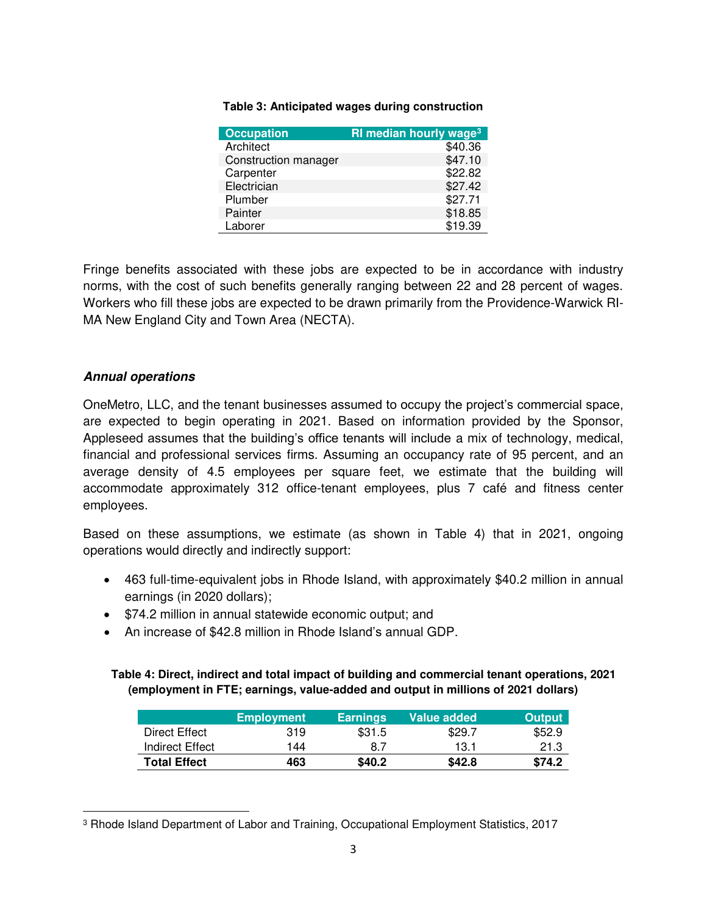**Table 3: Anticipated wages during construction**

| Occupation | RI median hourly wage[3] |
|---|---|
| Architect | $40.36 |
| Construction manager | $47.10 |
| Carpenter | $22.82 |
| Electrician | $27.42 |
| Plumber | $27.71 |
| Painter | $18.85 |
| Laborer | $19.39 |

Fringe benefits associated with these jobs are expected to be in accordance with industry norms, with the cost of such benefits generally ranging between 22 and 28 percent of wages. Workers who fill these jobs are expected to be drawn primarily from the Providence-Warwick RI-MA New England City and Town Area (NECTA).

### *Annual operations*

OneMetro, LLC, and the tenant businesses assumed to occupy the project's commercial space, are expected to begin operating in 2021. Based on information provided by the Sponsor, Appleseed assumes that the building's office tenants will include a mix of technology, medical, financial and professional services firms. Assuming an occupancy rate of 95 percent, and an average density of 4.5 employees per square feet, we estimate that the building will accommodate approximately 312 office-tenant employees, plus 7 café and fitness center employees.

Based on these assumptions, we estimate (as shown in Table 4) that in 2021, ongoing operations would directly and indirectly support:

- 463 full-time-equivalent jobs in Rhode Island, with approximately $40.2 million in annual earnings (in 2020 dollars);
- $74.2 million in annual statewide economic output; and
- An increase of $42.8 million in Rhode Island's annual GDP.

**Table 4: Direct, indirect and total impact of building and commercial tenant operations, 2021 (employment in FTE; earnings, value-added and output in millions of 2021 dollars)**

| | Employment | Earnings | Value added | Output |
|---|---|---|---|---|
| Direct Effect | 319 | $31.5 | $29.7 | $52.9 |
| Indirect Effect | 144 | 8.7 | 13.1 | 21.3 |
| **Total Effect** | **463** | **$40.2** | **$42.8** | **$74.2** |

[3] Rhode Island Department of Labor and Training, Occupational Employment Statistics, 2017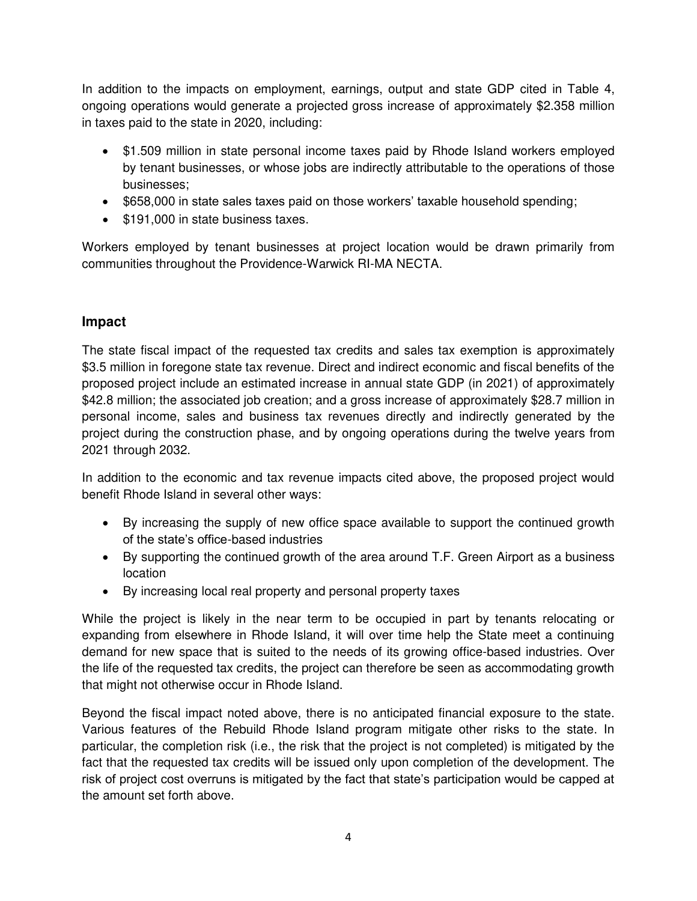In addition to the impacts on employment, earnings, output and state GDP cited in Table 4, ongoing operations would generate a projected gross increase of approximately $2.358 million in taxes paid to the state in 2020, including:

- $1.509 million in state personal income taxes paid by Rhode Island workers employed by tenant businesses, or whose jobs are indirectly attributable to the operations of those businesses;
- $658,000 in state sales taxes paid on those workers' taxable household spending;
- $191,000 in state business taxes.

Workers employed by tenant businesses at project location would be drawn primarily from communities throughout the Providence-Warwick RI-MA NECTA.

## Impact

The state fiscal impact of the requested tax credits and sales tax exemption is approximately $3.5 million in foregone state tax revenue. Direct and indirect economic and fiscal benefits of the proposed project include an estimated increase in annual state GDP (in 2021) of approximately $42.8 million; the associated job creation; and a gross increase of approximately $28.7 million in personal income, sales and business tax revenues directly and indirectly generated by the project during the construction phase, and by ongoing operations during the twelve years from 2021 through 2032.

In addition to the economic and tax revenue impacts cited above, the proposed project would benefit Rhode Island in several other ways:

- By increasing the supply of new office space available to support the continued growth of the state's office-based industries
- By supporting the continued growth of the area around T.F. Green Airport as a business location
- By increasing local real property and personal property taxes

While the project is likely in the near term to be occupied in part by tenants relocating or expanding from elsewhere in Rhode Island, it will over time help the State meet a continuing demand for new space that is suited to the needs of its growing office-based industries. Over the life of the requested tax credits, the project can therefore be seen as accommodating growth that might not otherwise occur in Rhode Island.

Beyond the fiscal impact noted above, there is no anticipated financial exposure to the state. Various features of the Rebuild Rhode Island program mitigate other risks to the state. In particular, the completion risk (i.e., the risk that the project is not completed) is mitigated by the fact that the requested tax credits will be issued only upon completion of the development. The risk of project cost overruns is mitigated by the fact that state's participation would be capped at the amount set forth above.